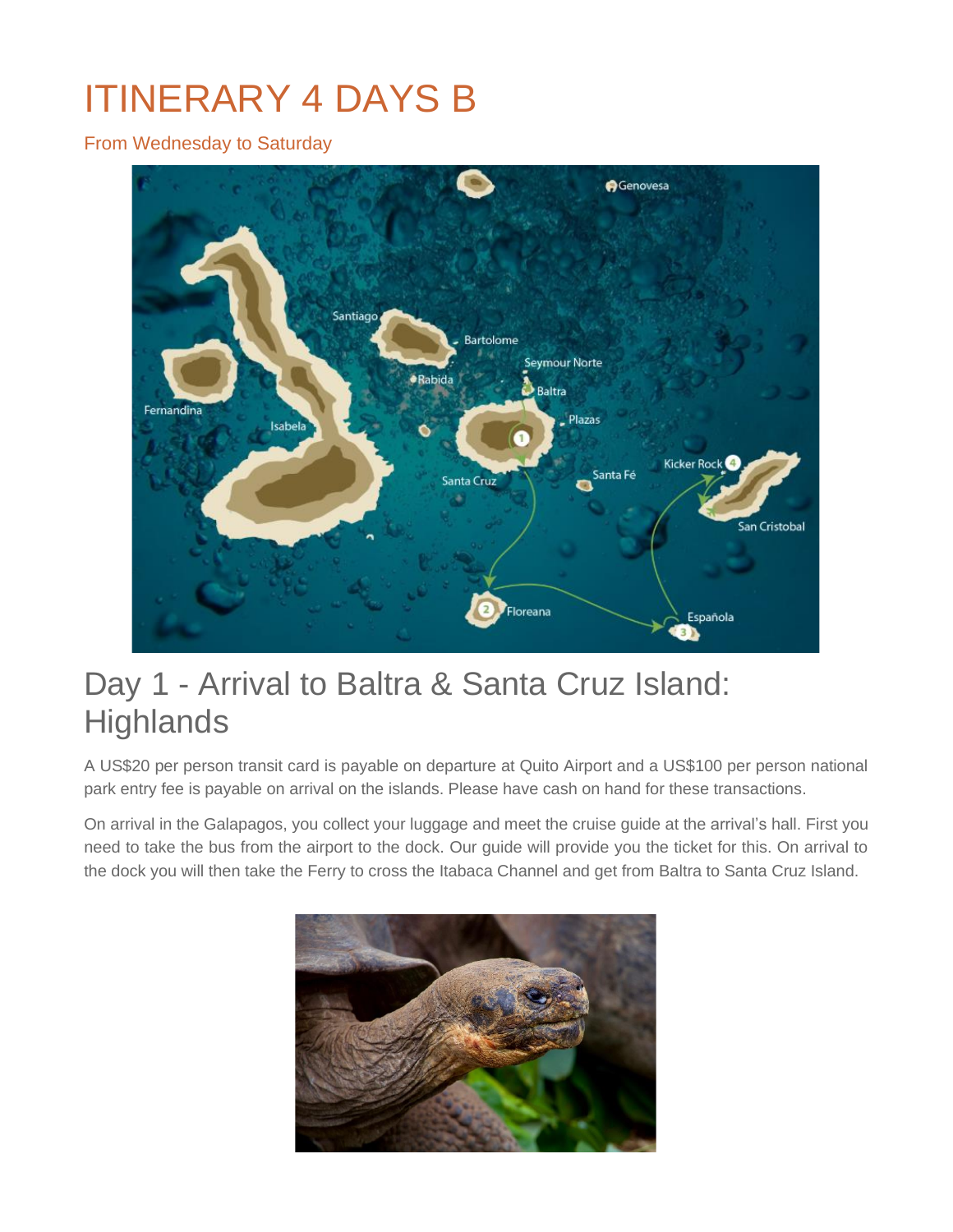# ITINERARY 4 DAYS B

From Wednesday to Saturday

## Day 1 - Arrival to Baltra & Santa Cruz Island: Highlands

A US$20 per person transit card is payable on departure at Quito Airport and a US$100 per person national park entry fee is payable on arrival on the islands. Please have cash on hand for these transactions.

On arrival in the Galapagos, you collect your luggage and meet the cruise guide at the arrival's hall. First you need to take the bus from the airport to the dock. Our guide will provide you the ticket for this. On arrival to the dock you will then take the Ferry to cross the Itabaca Channel and get from Baltra to Santa Cruz Island.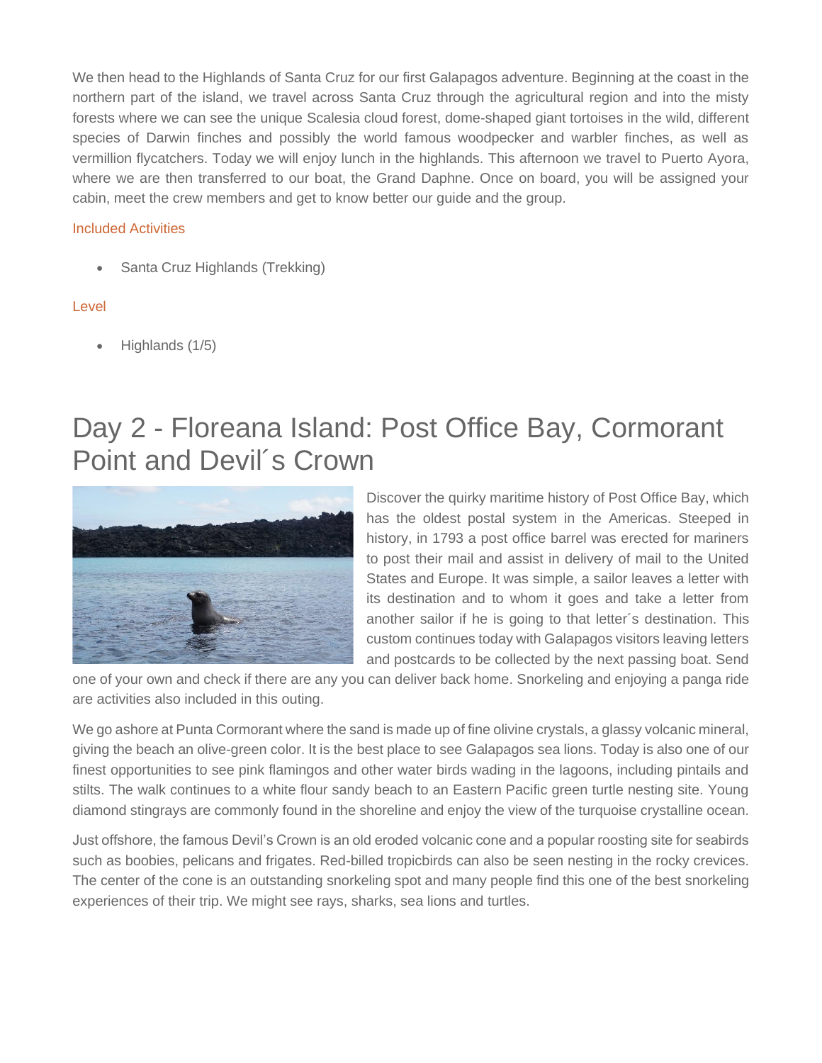We then head to the Highlands of Santa Cruz for our first Galapagos adventure. Beginning at the coast in the northern part of the island, we travel across Santa Cruz through the agricultural region and into the misty forests where we can see the unique Scalesia cloud forest, dome-shaped giant tortoises in the wild, different species of Darwin finches and possibly the world famous woodpecker and warbler finches, as well as vermillion flycatchers. Today we will enjoy lunch in the highlands. This afternoon we travel to Puerto Ayora, where we are then transferred to our boat, the Grand Daphne. Once on board, you will be assigned your cabin, meet the crew members and get to know better our guide and the group.

Included Activities

- Santa Cruz Highlands (Trekking)

Level

- Highlands (1/5)

# Day 2 - Floreana Island: Post Office Bay, Cormorant Point and Devil´s Crown

Discover the quirky maritime history of Post Office Bay, which has the oldest postal system in the Americas. Steeped in history, in 1793 a post office barrel was erected for mariners to post their mail and assist in delivery of mail to the United States and Europe. It was simple, a sailor leaves a letter with its destination and to whom it goes and take a letter from another sailor if he is going to that letter´s destination. This custom continues today with Galapagos visitors leaving letters and postcards to be collected by the next passing boat. Send one of your own and check if there are any you can deliver back home. Snorkeling and enjoying a panga ride are activities also included in this outing.

We go ashore at Punta Cormorant where the sand is made up of fine olivine crystals, a glassy volcanic mineral, giving the beach an olive-green color. It is the best place to see Galapagos sea lions. Today is also one of our finest opportunities to see pink flamingos and other water birds wading in the lagoons, including pintails and stilts. The walk continues to a white flour sandy beach to an Eastern Pacific green turtle nesting site. Young diamond stingrays are commonly found in the shoreline and enjoy the view of the turquoise crystalline ocean.

Just offshore, the famous Devil's Crown is an old eroded volcanic cone and a popular roosting site for seabirds such as boobies, pelicans and frigates. Red-billed tropicbirds can also be seen nesting in the rocky crevices. The center of the cone is an outstanding snorkeling spot and many people find this one of the best snorkeling experiences of their trip. We might see rays, sharks, sea lions and turtles.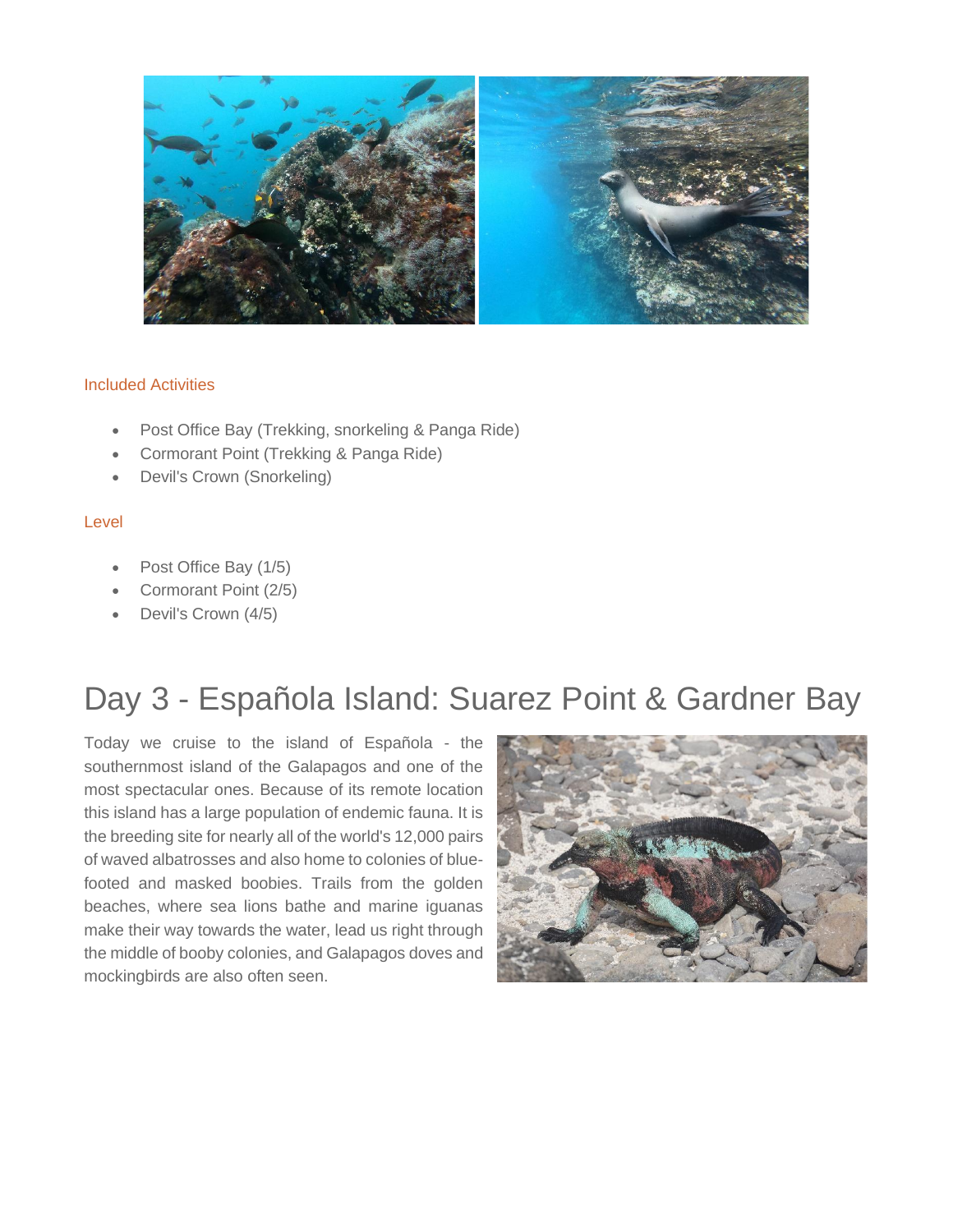Included Activities

- Post Office Bay (Trekking, snorkeling & Panga Ride)
- Cormorant Point (Trekking & Panga Ride)
- Devil's Crown (Snorkeling)

Level

- Post Office Bay (1/5)
- Cormorant Point (2/5)
- Devil's Crown (4/5)

# Day 3 - Española Island: Suarez Point & Gardner Bay

Today we cruise to the island of Española - the southernmost island of the Galapagos and one of the most spectacular ones. Because of its remote location this island has a large population of endemic fauna. It is the breeding site for nearly all of the world's 12,000 pairs of waved albatrosses and also home to colonies of blue-footed and masked boobies. Trails from the golden beaches, where sea lions bathe and marine iguanas make their way towards the water, lead us right through the middle of booby colonies, and Galapagos doves and mockingbirds are also often seen.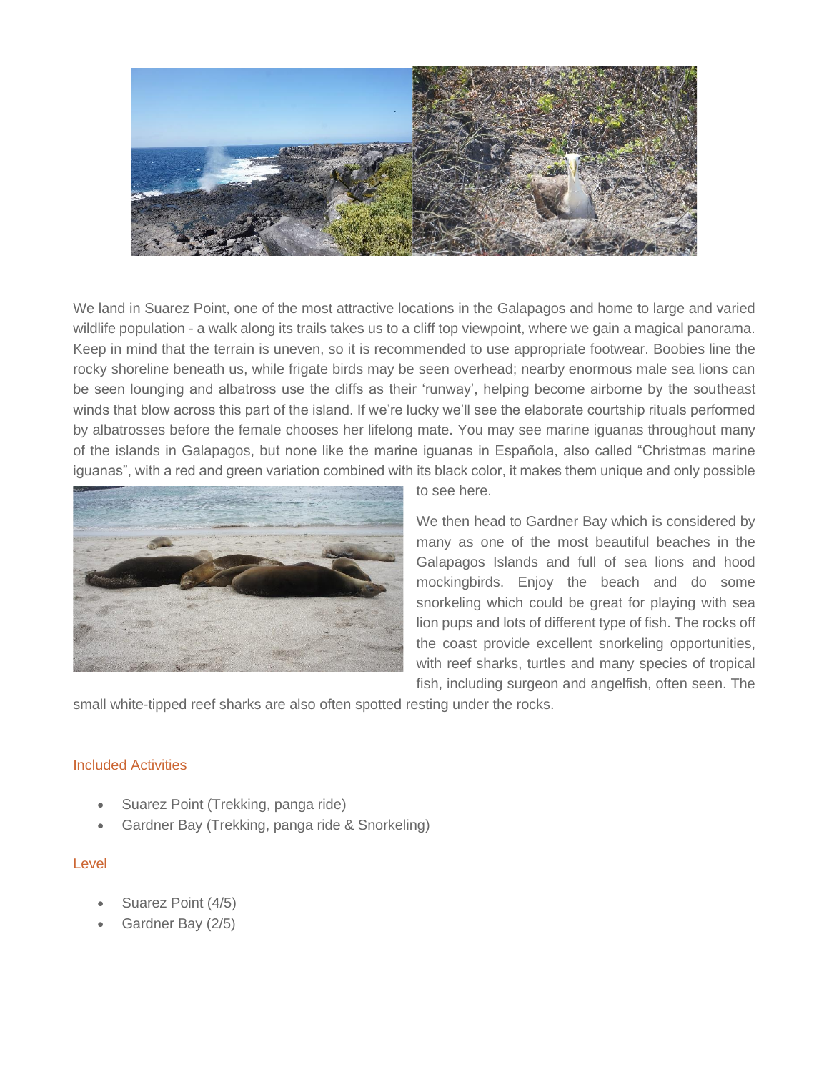We land in Suarez Point, one of the most attractive locations in the Galapagos and home to large and varied wildlife population - a walk along its trails takes us to a cliff top viewpoint, where we gain a magical panorama. Keep in mind that the terrain is uneven, so it is recommended to use appropriate footwear. Boobies line the rocky shoreline beneath us, while frigate birds may be seen overhead; nearby enormous male sea lions can be seen lounging and albatross use the cliffs as their 'runway', helping become airborne by the southeast winds that blow across this part of the island. If we're lucky we'll see the elaborate courtship rituals performed by albatrosses before the female chooses her lifelong mate. You may see marine iguanas throughout many of the islands in Galapagos, but none like the marine iguanas in Española, also called "Christmas marine iguanas", with a red and green variation combined with its black color, it makes them unique and only possible to see here.

We then head to Gardner Bay which is considered by many as one of the most beautiful beaches in the Galapagos Islands and full of sea lions and hood mockingbirds. Enjoy the beach and do some snorkeling which could be great for playing with sea lion pups and lots of different type of fish. The rocks off the coast provide excellent snorkeling opportunities, with reef sharks, turtles and many species of tropical fish, including surgeon and angelfish, often seen. The small white-tipped reef sharks are also often spotted resting under the rocks.

### Included Activities

- Suarez Point (Trekking, panga ride)
- Gardner Bay (Trekking, panga ride & Snorkeling)

### Level

- Suarez Point (4/5)
- Gardner Bay (2/5)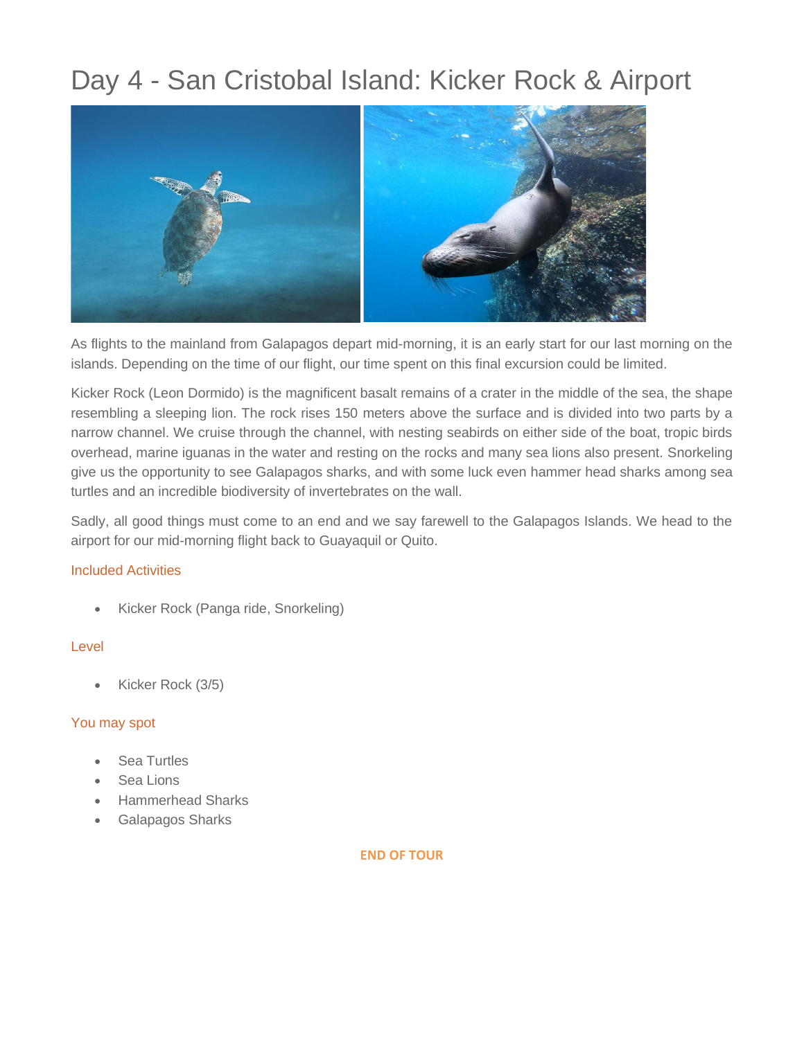# Day 4 - San Cristobal Island: Kicker Rock & Airport

As flights to the mainland from Galapagos depart mid-morning, it is an early start for our last morning on the islands. Depending on the time of our flight, our time spent on this final excursion could be limited.

Kicker Rock (Leon Dormido) is the magnificent basalt remains of a crater in the middle of the sea, the shape resembling a sleeping lion. The rock rises 150 meters above the surface and is divided into two parts by a narrow channel. We cruise through the channel, with nesting seabirds on either side of the boat, tropic birds overhead, marine iguanas in the water and resting on the rocks and many sea lions also present. Snorkeling give us the opportunity to see Galapagos sharks, and with some luck even hammer head sharks among sea turtles and an incredible biodiversity of invertebrates on the wall.

Sadly, all good things must come to an end and we say farewell to the Galapagos Islands. We head to the airport for our mid-morning flight back to Guayaquil or Quito.

### Included Activities

- Kicker Rock (Panga ride, Snorkeling)

### Level

- Kicker Rock (3/5)

### You may spot

- Sea Turtles
- Sea Lions
- Hammerhead Sharks
- Galapagos Sharks

**END OF TOUR**